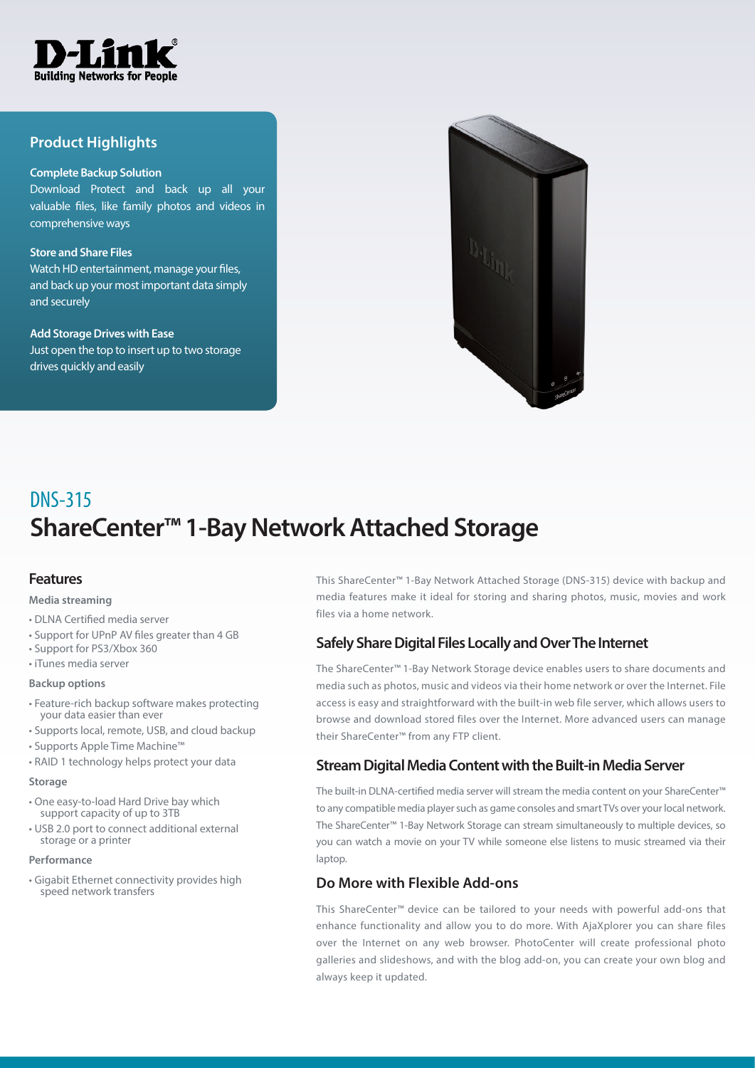D-Link
Building Networks for People

## Product Highlights

**Complete Backup Solution**
Download Protect and back up all your valuable files, like family photos and videos in comprehensive ways

**Store and Share Files**
Watch HD entertainment, manage your files, and back up your most important data simply and securely

**Add Storage Drives with Ease**
Just open the top to insert up to two storage drives quickly and easily

# DNS-315
# ShareCenter™ 1-Bay Network Attached Storage

## Features

**Media streaming**

- DLNA Certified media server
- Support for UPnP AV files greater than 4 GB
- Support for PS3/Xbox 360
- iTunes media server

**Backup options**

- Feature-rich backup software makes protecting your data easier than ever
- Supports local, remote, USB, and cloud backup
- Supports Apple Time Machine™
- RAID 1 technology helps protect your data

**Storage**

- One easy-to-load Hard Drive bay which support capacity of up to 3TB
- USB 2.0 port to connect additional external storage or a printer

**Performance**

- Gigabit Ethernet connectivity provides high speed network transfers

This ShareCenter™ 1-Bay Network Attached Storage (DNS-315) device with backup and media features make it ideal for storing and sharing photos, music, movies and work files via a home network.

## Safely Share Digital Files Locally and Over The Internet

The ShareCenter™ 1-Bay Network Storage device enables users to share documents and media such as photos, music and videos via their home network or over the Internet. File access is easy and straightforward with the built-in web file server, which allows users to browse and download stored files over the Internet. More advanced users can manage their ShareCenter™ from any FTP client.

## Stream Digital Media Content with the Built-in Media Server

The built-in DLNA-certified media server will stream the media content on your ShareCenter™ to any compatible media player such as game consoles and smart TVs over your local network. The ShareCenter™ 1-Bay Network Storage can stream simultaneously to multiple devices, so you can watch a movie on your TV while someone else listens to music streamed via their laptop.

## Do More with Flexible Add-ons

This ShareCenter™ device can be tailored to your needs with powerful add-ons that enhance functionality and allow you to do more. With AjaXplorer you can share files over the Internet on any web browser. PhotoCenter will create professional photo galleries and slideshows, and with the blog add-on, you can create your own blog and always keep it updated.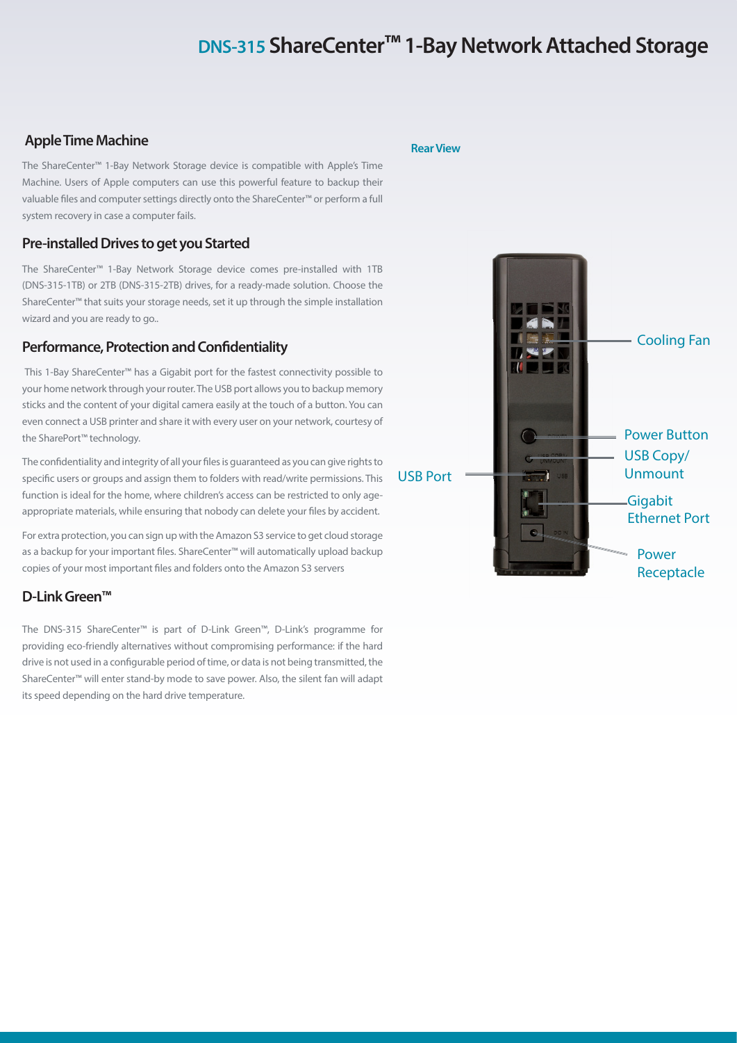# DNS-315 ShareCenter™ 1-Bay Network Attached Storage

## Apple Time Machine

The ShareCenter™ 1-Bay Network Storage device is compatible with Apple's Time Machine. Users of Apple computers can use this powerful feature to backup their valuable files and computer settings directly onto the ShareCenter™ or perform a full system recovery in case a computer fails.

## Pre-installed Drives to get you Started

The ShareCenter™ 1-Bay Network Storage device comes pre-installed with 1TB (DNS-315-1TB) or 2TB (DNS-315-2TB) drives, for a ready-made solution. Choose the ShareCenter™ that suits your storage needs, set it up through the simple installation wizard and you are ready to go..

## Performance, Protection and Confidentiality

This 1-Bay ShareCenter™ has a Gigabit port for the fastest connectivity possible to your home network through your router. The USB port allows you to backup memory sticks and the content of your digital camera easily at the touch of a button. You can even connect a USB printer and share it with every user on your network, courtesy of the SharePort™ technology.

The confidentiality and integrity of all your files is guaranteed as you can give rights to specific users or groups and assign them to folders with read/write permissions. This function is ideal for the home, where children's access can be restricted to only age-appropriate materials, while ensuring that nobody can delete your files by accident.

For extra protection, you can sign up with the Amazon S3 service to get cloud storage as a backup for your important files. ShareCenter™ will automatically upload backup copies of your most important files and folders onto the Amazon S3 servers

## D-Link Green™

The DNS-315 ShareCenter™ is part of D-Link Green™, D-Link's programme for providing eco-friendly alternatives without compromising performance: if the hard drive is not used in a configurable period of time, or data is not being transmitted, the ShareCenter™ will enter stand-by mode to save power. Also, the silent fan will adapt its speed depending on the hard drive temperature.

**Rear View**

Cooling Fan

Power Button

USB Copy/ Unmount

USB Port

Gigabit Ethernet Port

Power Receptacle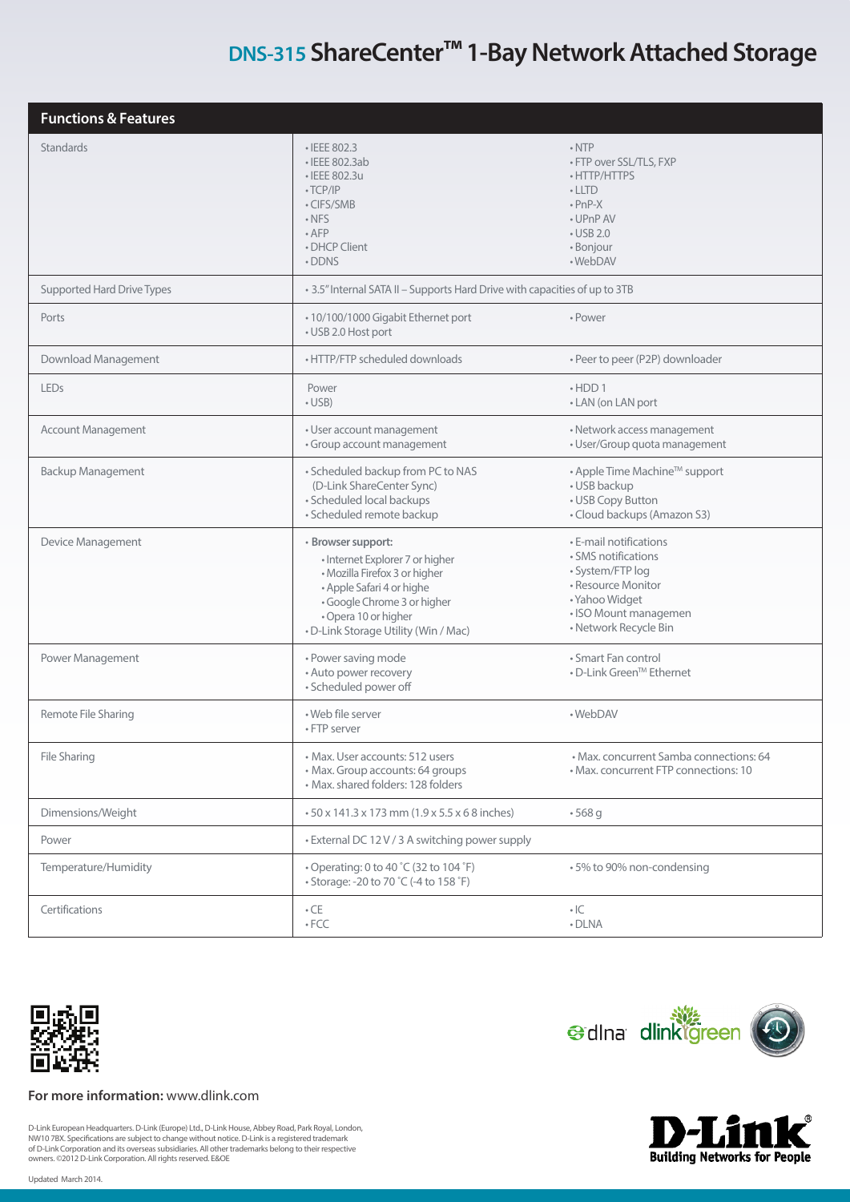# DNS-315 ShareCenter™ 1-Bay Network Attached Storage

| Functions & Features | | |
|---|---|---|
| Standards | • IEEE 802.3<br>• IEEE 802.3ab<br>• IEEE 802.3u<br>• TCP/IP<br>• CIFS/SMB<br>• NFS<br>• AFP<br>• DHCP Client<br>• DDNS | • NTP<br>• FTP over SSL/TLS, FXP<br>• HTTP/HTTPS<br>• LLTD<br>• PnP-X<br>• UPnP AV<br>• USB 2.0<br>• Bonjour<br>• WebDAV |
| Supported Hard Drive Types | • 3.5" Internal SATA II – Supports Hard Drive with capacities of up to 3TB | |
| Ports | • 10/100/1000 Gigabit Ethernet port<br>• USB 2.0 Host port | • Power |
| Download Management | • HTTP/FTP scheduled downloads | • Peer to peer (P2P) downloader |
| LEDs | Power<br>• USB) | • HDD 1<br>• LAN (on LAN port |
| Account Management | • User account management<br>• Group account management | • Network access management<br>• User/Group quota management |
| Backup Management | • Scheduled backup from PC to NAS (D-Link ShareCenter Sync)<br>• Scheduled local backups<br>• Scheduled remote backup | • Apple Time Machine™ support<br>• USB backup<br>• USB Copy Button<br>• Cloud backups (Amazon S3) |
| Device Management | • **Browser support:**<br>• Internet Explorer 7 or higher<br>• Mozilla Firefox 3 or higher<br>• Apple Safari 4 or highe<br>• Google Chrome 3 or higher<br>• Opera 10 or higher<br>• D-Link Storage Utility (Win / Mac) | • E-mail notifications<br>• SMS notifications<br>• System/FTP log<br>• Resource Monitor<br>• Yahoo Widget<br>• ISO Mount managemen<br>• Network Recycle Bin |
| Power Management | • Power saving mode<br>• Auto power recovery<br>• Scheduled power off | • Smart Fan control<br>• D-Link Green™ Ethernet |
| Remote File Sharing | • Web file server<br>• FTP server | • WebDAV |
| File Sharing | • Max. User accounts: 512 users<br>• Max. Group accounts: 64 groups<br>• Max. shared folders: 128 folders | • Max. concurrent Samba connections: 64<br>• Max. concurrent FTP connections: 10 |
| Dimensions/Weight | • 50 x 141.3 x 173 mm (1.9 x 5.5 x 6 8 inches) | • 568 g |
| Power | • External DC 12 V / 3 A switching power supply | |
| Temperature/Humidity | • Operating: 0 to 40 ˚C (32 to 104 ˚F)<br>• Storage: -20 to 70 ˚C (-4 to 158 ˚F) | • 5% to 90% non-condensing |
| Certifications | • CE<br>• FCC | • IC<br>• DLNA |

**For more information:** www.dlink.com

D-Link European Headquarters. D-Link (Europe) Ltd., D-Link House, Abbey Road, Park Royal, London, NW10 7BX. Specifications are subject to change without notice. D-Link is a registered trademark of D-Link Corporation and its overseas subsidiaries. All other trademarks belong to their respective owners. ©2012 D-Link Corporation. All rights reserved. E&OE

D-Link Building Networks for People

Updated March 2014.